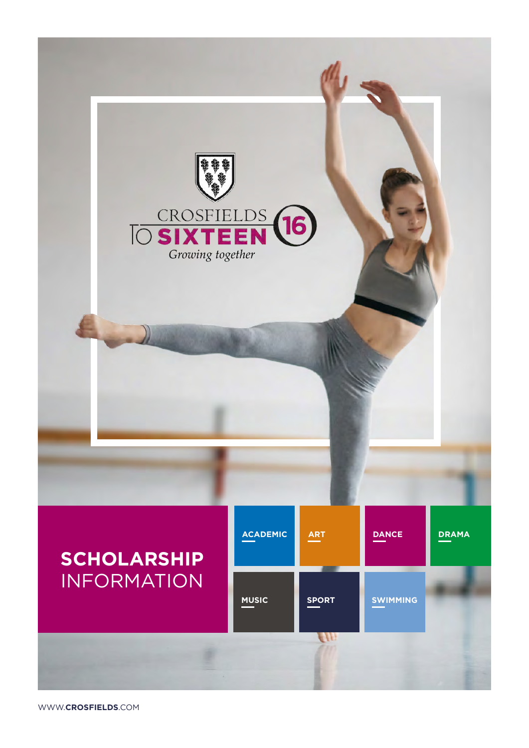CROSFIELDS TO SIXTEEN 16

*Growing together*

# SCHOLARSHIP INFORMATION

- ACADEMIC
- ART
- DANCE
- DRAMA
- MUSIC
- SPORT
- SWIMMING

WWW.**CROSFIELDS**.COM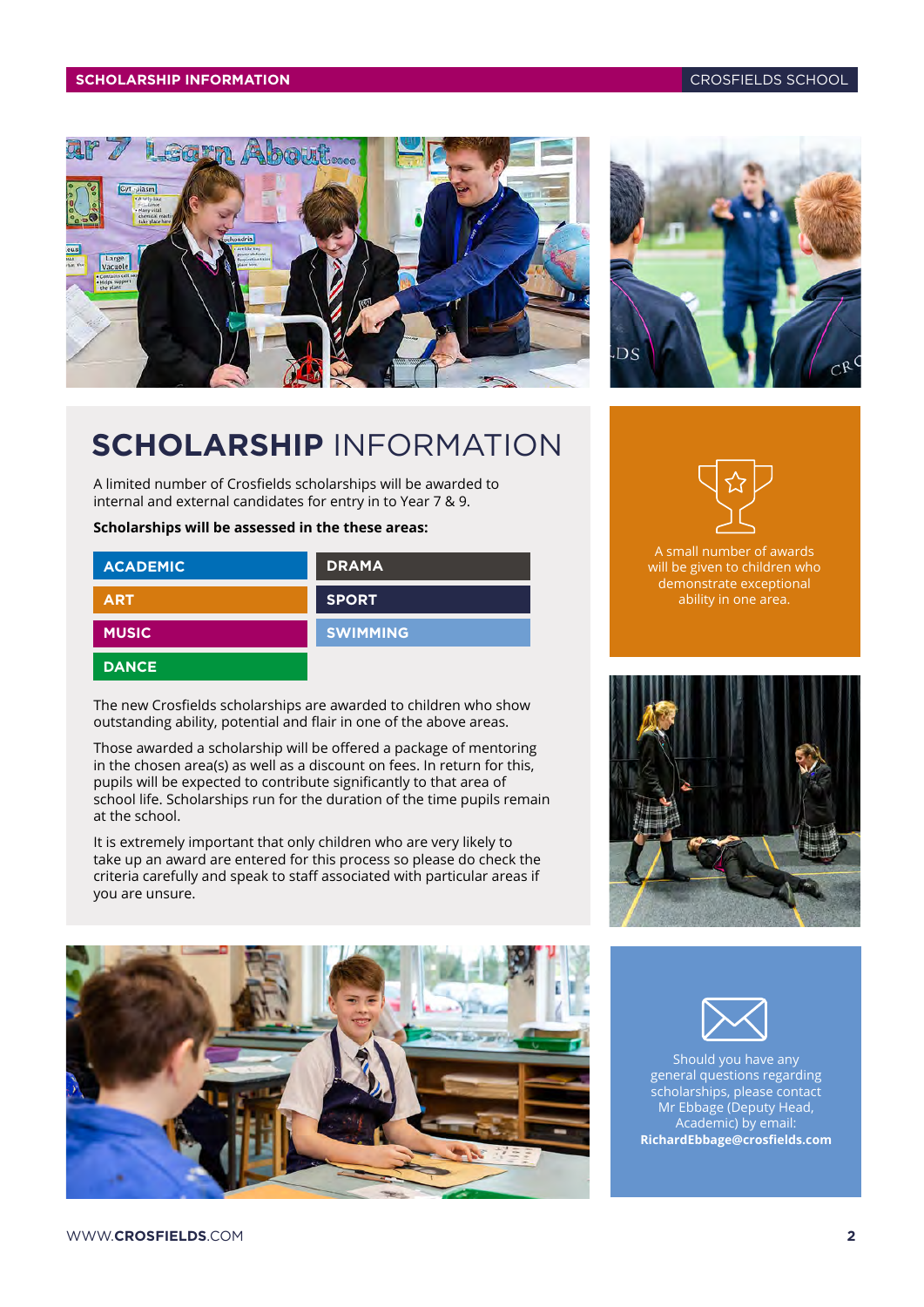# SCHOLARSHIP INFORMATION

A limited number of Crosfields scholarships will be awarded to internal and external candidates for entry in to Year 7 & 9.

**Scholarships will be assessed in the these areas:**

| | |
|---|---|
| ACADEMIC | DRAMA |
| ART | SPORT |
| MUSIC | SWIMMING |
| DANCE | |

The new Crosfields scholarships are awarded to children who show outstanding ability, potential and flair in one of the above areas.

Those awarded a scholarship will be offered a package of mentoring in the chosen area(s) as well as a discount on fees. In return for this, pupils will be expected to contribute significantly to that area of school life. Scholarships run for the duration of the time pupils remain at the school.

It is extremely important that only children who are very likely to take up an award are entered for this process so please do check the criteria carefully and speak to staff associated with particular areas if you are unsure.

A small number of awards will be given to children who demonstrate exceptional ability in one area.

Should you have any general questions regarding scholarships, please contact Mr Ebbage (Deputy Head, Academic) by email:
**RichardEbbage@crosfields.com**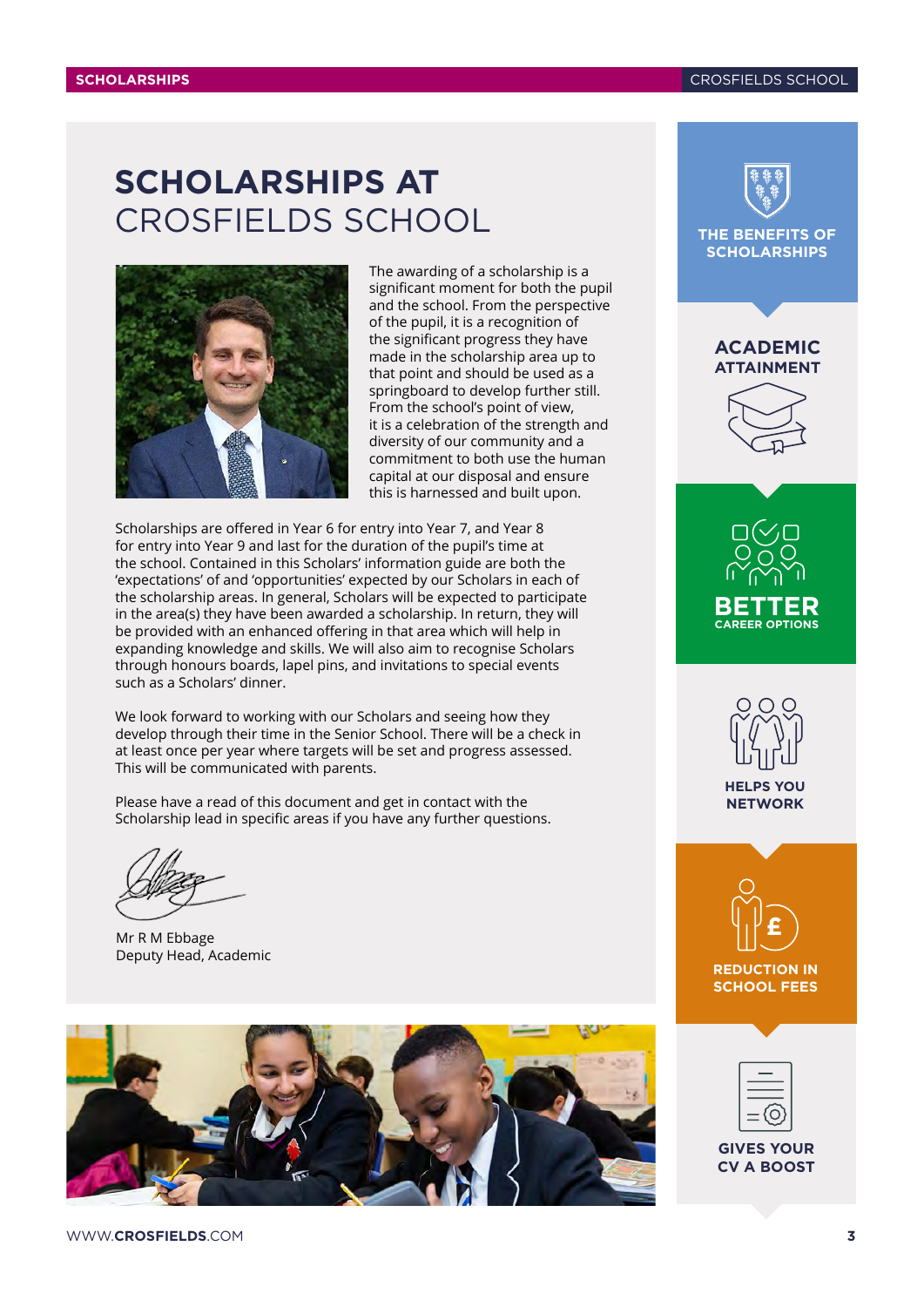# SCHOLARSHIPS AT CROSFIELDS SCHOOL

The awarding of a scholarship is a significant moment for both the pupil and the school. From the perspective of the pupil, it is a recognition of the significant progress they have made in the scholarship area up to that point and should be used as a springboard to develop further still. From the school's point of view, it is a celebration of the strength and diversity of our community and a commitment to both use the human capital at our disposal and ensure this is harnessed and built upon.

Scholarships are offered in Year 6 for entry into Year 7, and Year 8 for entry into Year 9 and last for the duration of the pupil's time at the school. Contained in this Scholars' information guide are both the 'expectations' of and 'opportunities' expected by our Scholars in each of the scholarship areas. In general, Scholars will be expected to participate in the area(s) they have been awarded a scholarship. In return, they will be provided with an enhanced offering in that area which will help in expanding knowledge and skills. We will also aim to recognise Scholars through honours boards, lapel pins, and invitations to special events such as a Scholars' dinner.

We look forward to working with our Scholars and seeing how they develop through their time in the Senior School. There will be a check in at least once per year where targets will be set and progress assessed. This will be communicated with parents.

Please have a read of this document and get in contact with the Scholarship lead in specific areas if you have any further questions.

Mr R M Ebbage
Deputy Head, Academic

## THE BENEFITS OF SCHOLARSHIPS

- **ACADEMIC ATTAINMENT**
- **BETTER CAREER OPTIONS**
- **HELPS YOU NETWORK**
- **REDUCTION IN SCHOOL FEES**
- **GIVES YOUR CV A BOOST**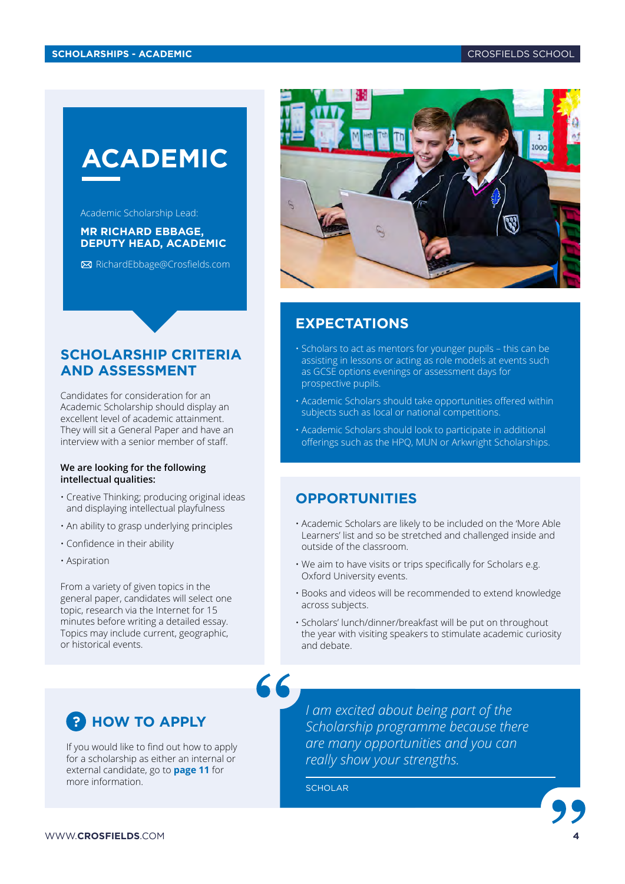# ACADEMIC

Academic Scholarship Lead:

**MR RICHARD EBBAGE, DEPUTY HEAD, ACADEMIC**

✉ RichardEbbage@Crosfields.com

## SCHOLARSHIP CRITERIA AND ASSESSMENT

Candidates for consideration for an Academic Scholarship should display an excellent level of academic attainment. They will sit a General Paper and have an interview with a senior member of staff.

**We are looking for the following intellectual qualities:**

- Creative Thinking; producing original ideas and displaying intellectual playfulness
- An ability to grasp underlying principles
- Confidence in their ability
- Aspiration

From a variety of given topics in the general paper, candidates will select one topic, research via the Internet for 15 minutes before writing a detailed essay. Topics may include current, geographic, or historical events.

## EXPECTATIONS

- Scholars to act as mentors for younger pupils – this can be assisting in lessons or acting as role models at events such as GCSE options evenings or assessment days for prospective pupils.
- Academic Scholars should take opportunities offered within subjects such as local or national competitions.
- Academic Scholars should look to participate in additional offerings such as the HPQ, MUN or Arkwright Scholarships.

## OPPORTUNITIES

- Academic Scholars are likely to be included on the 'More Able Learners' list and so be stretched and challenged inside and outside of the classroom.
- We aim to have visits or trips specifically for Scholars e.g. Oxford University events.
- Books and videos will be recommended to extend knowledge across subjects.
- Scholars' lunch/dinner/breakfast will be put on throughout the year with visiting speakers to stimulate academic curiosity and debate.

## HOW TO APPLY

If you would like to find out how to apply for a scholarship as either an internal or external candidate, go to **page 11** for more information.

> *I am excited about being part of the Scholarship programme because there are many opportunities and you can really show your strengths.*
>
> SCHOLAR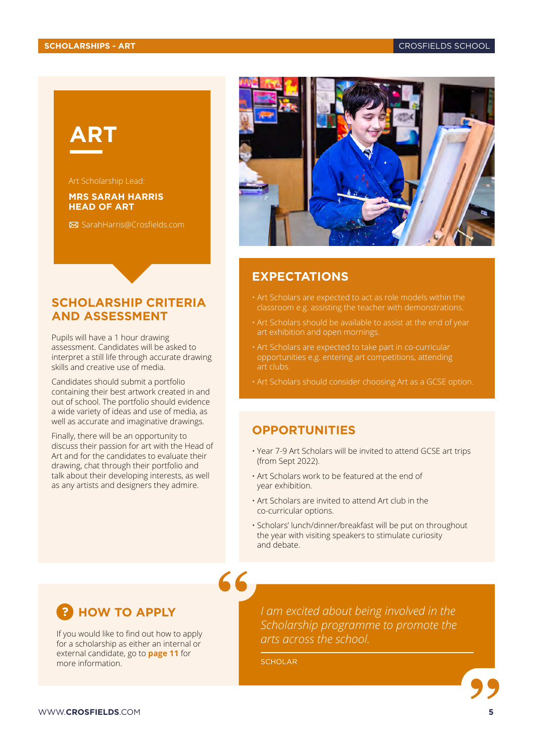# ART

Art Scholarship Lead:

**MRS SARAH HARRIS**
**HEAD OF ART**

✉ SarahHarris@Crosfields.com

## SCHOLARSHIP CRITERIA AND ASSESSMENT

Pupils will have a 1 hour drawing assessment. Candidates will be asked to interpret a still life through accurate drawing skills and creative use of media.

Candidates should submit a portfolio containing their best artwork created in and out of school. The portfolio should evidence a wide variety of ideas and use of media, as well as accurate and imaginative drawings.

Finally, there will be an opportunity to discuss their passion for art with the Head of Art and for the candidates to evaluate their drawing, chat through their portfolio and talk about their developing interests, as well as any artists and designers they admire.

## EXPECTATIONS

- Art Scholars are expected to act as role models within the classroom e.g. assisting the teacher with demonstrations.
- Art Scholars should be available to assist at the end of year art exhibition and open mornings.
- Art Scholars are expected to take part in co-curricular opportunities e.g. entering art competitions, attending art clubs.
- Art Scholars should consider choosing Art as a GCSE option.

## OPPORTUNITIES

- Year 7-9 Art Scholars will be invited to attend GCSE art trips (from Sept 2022).
- Art Scholars work to be featured at the end of year exhibition.
- Art Scholars are invited to attend Art club in the co-curricular options.
- Scholars' lunch/dinner/breakfast will be put on throughout the year with visiting speakers to stimulate curiosity and debate.

## HOW TO APPLY

If you would like to find out how to apply for a scholarship as either an internal or external candidate, go to **page 11** for more information.

> *I am excited about being involved in the Scholarship programme to promote the arts across the school.*
>
> SCHOLAR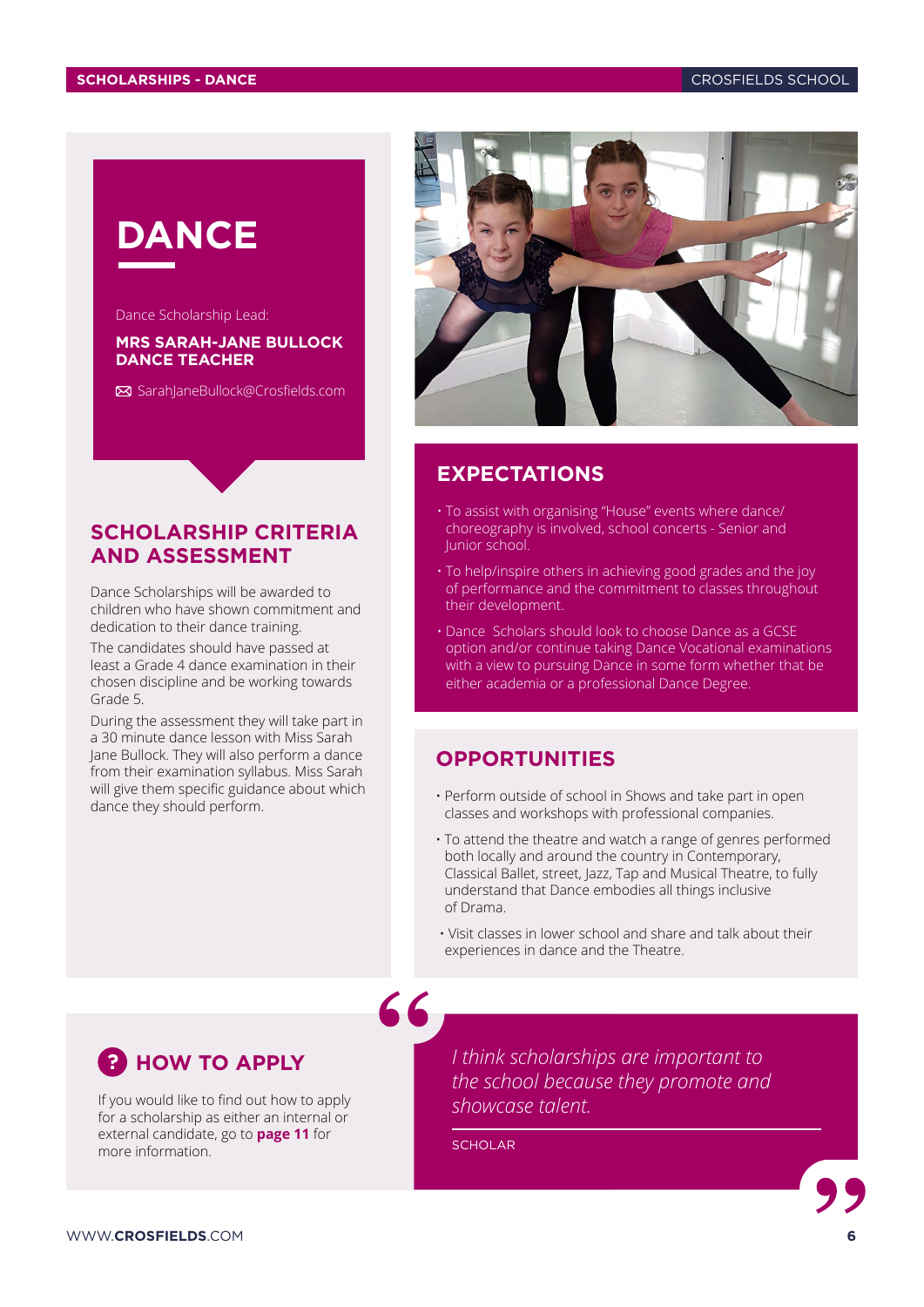# DANCE

Dance Scholarship Lead:

**MRS SARAH-JANE BULLOCK**
**DANCE TEACHER**

SarahJaneBullock@Crosfields.com

## SCHOLARSHIP CRITERIA AND ASSESSMENT

Dance Scholarships will be awarded to children who have shown commitment and dedication to their dance training.

The candidates should have passed at least a Grade 4 dance examination in their chosen discipline and be working towards Grade 5.

During the assessment they will take part in a 30 minute dance lesson with Miss Sarah Jane Bullock. They will also perform a dance from their examination syllabus. Miss Sarah will give them specific guidance about which dance they should perform.

## EXPECTATIONS

- To assist with organising "House" events where dance/choreography is involved, school concerts - Senior and Junior school.
- To help/inspire others in achieving good grades and the joy of performance and the commitment to classes throughout their development.
- Dance Scholars should look to choose Dance as a GCSE option and/or continue taking Dance Vocational examinations with a view to pursuing Dance in some form whether that be either academia or a professional Dance Degree.

## OPPORTUNITIES

- Perform outside of school in Shows and take part in open classes and workshops with professional companies.
- To attend the theatre and watch a range of genres performed both locally and around the country in Contemporary, Classical Ballet, street, Jazz, Tap and Musical Theatre, to fully understand that Dance embodies all things inclusive of Drama.
- Visit classes in lower school and share and talk about their experiences in dance and the Theatre.

## HOW TO APPLY

If you would like to find out how to apply for a scholarship as either an internal or external candidate, go to **page 11** for more information.

*I think scholarships are important to the school because they promote and showcase talent.*

SCHOLAR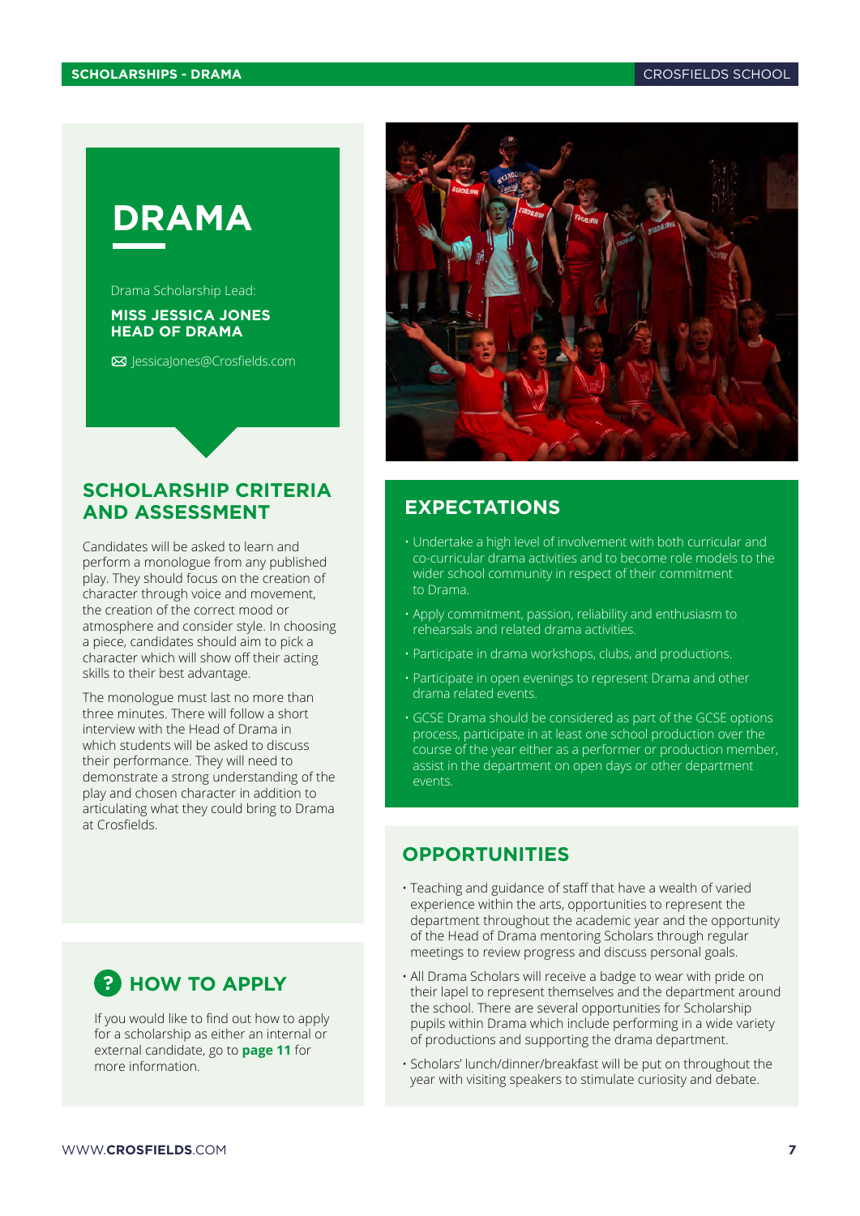# DRAMA

Drama Scholarship Lead:

**MISS JESSICA JONES**
**HEAD OF DRAMA**

✉ JessicaJones@Crosfields.com

## SCHOLARSHIP CRITERIA AND ASSESSMENT

Candidates will be asked to learn and perform a monologue from any published play. They should focus on the creation of character through voice and movement, the creation of the correct mood or atmosphere and consider style. In choosing a piece, candidates should aim to pick a character which will show off their acting skills to their best advantage.

The monologue must last no more than three minutes. There will follow a short interview with the Head of Drama in which students will be asked to discuss their performance. They will need to demonstrate a strong understanding of the play and chosen character in addition to articulating what they could bring to Drama at Crosfields.

## HOW TO APPLY

If you would like to find out how to apply for a scholarship as either an internal or external candidate, go to **page 11** for more information.

## EXPECTATIONS

- Undertake a high level of involvement with both curricular and co-curricular drama activities and to become role models to the wider school community in respect of their commitment to Drama.
- Apply commitment, passion, reliability and enthusiasm to rehearsals and related drama activities.
- Participate in drama workshops, clubs, and productions.
- Participate in open evenings to represent Drama and other drama related events.
- GCSE Drama should be considered as part of the GCSE options process, participate in at least one school production over the course of the year either as a performer or production member, assist in the department on open days or other department events.

## OPPORTUNITIES

- Teaching and guidance of staff that have a wealth of varied experience within the arts, opportunities to represent the department throughout the academic year and the opportunity of the Head of Drama mentoring Scholars through regular meetings to review progress and discuss personal goals.
- All Drama Scholars will receive a badge to wear with pride on their lapel to represent themselves and the department around the school. There are several opportunities for Scholarship pupils within Drama which include performing in a wide variety of productions and supporting the drama department.
- Scholars' lunch/dinner/breakfast will be put on throughout the year with visiting speakers to stimulate curiosity and debate.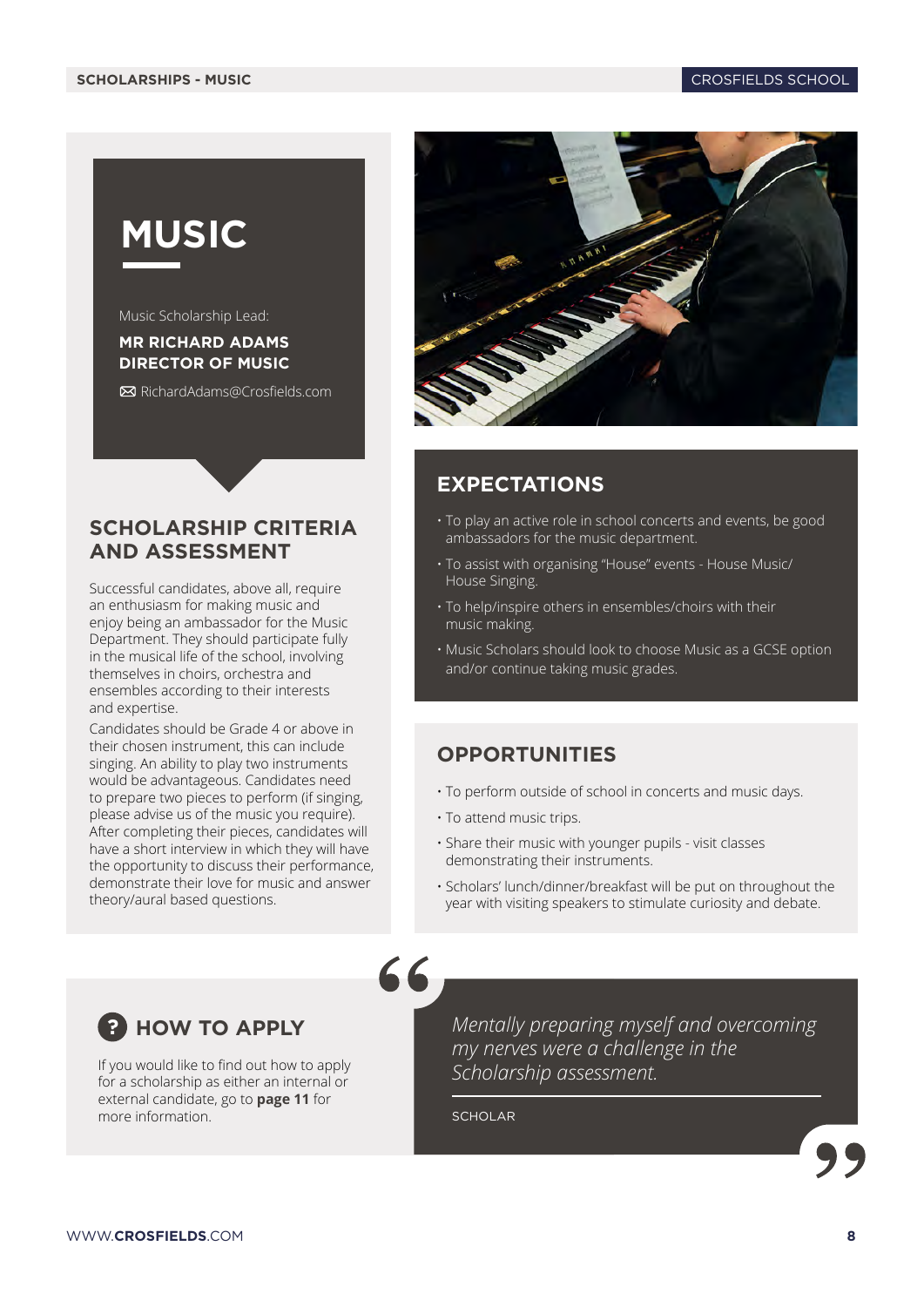# MUSIC

Music Scholarship Lead:

**MR RICHARD ADAMS**
**DIRECTOR OF MUSIC**

✉ RichardAdams@Crosfields.com

## SCHOLARSHIP CRITERIA AND ASSESSMENT

Successful candidates, above all, require an enthusiasm for making music and enjoy being an ambassador for the Music Department. They should participate fully in the musical life of the school, involving themselves in choirs, orchestra and ensembles according to their interests and expertise.

Candidates should be Grade 4 or above in their chosen instrument, this can include singing. An ability to play two instruments would be advantageous. Candidates need to prepare two pieces to perform (if singing, please advise us of the music you require). After completing their pieces, candidates will have a short interview in which they will have the opportunity to discuss their performance, demonstrate their love for music and answer theory/aural based questions.

## EXPECTATIONS

- To play an active role in school concerts and events, be good ambassadors for the music department.
- To assist with organising "House" events - House Music/ House Singing.
- To help/inspire others in ensembles/choirs with their music making.
- Music Scholars should look to choose Music as a GCSE option and/or continue taking music grades.

## OPPORTUNITIES

- To perform outside of school in concerts and music days.
- To attend music trips.
- Share their music with younger pupils - visit classes demonstrating their instruments.
- Scholars' lunch/dinner/breakfast will be put on throughout the year with visiting speakers to stimulate curiosity and debate.

## HOW TO APPLY

If you would like to find out how to apply for a scholarship as either an internal or external candidate, go to **page 11** for more information.

> *Mentally preparing myself and overcoming my nerves were a challenge in the Scholarship assessment.*
>
> SCHOLAR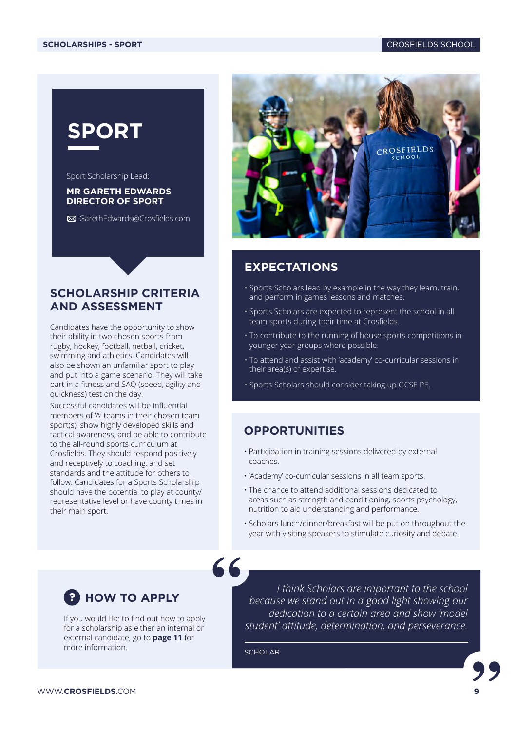# SPORT

Sport Scholarship Lead:

**MR GARETH EDWARDS**
**DIRECTOR OF SPORT**

GarethEdwards@Crosfields.com

## SCHOLARSHIP CRITERIA AND ASSESSMENT

Candidates have the opportunity to show their ability in two chosen sports from rugby, hockey, football, netball, cricket, swimming and athletics. Candidates will also be shown an unfamiliar sport to play and put into a game scenario. They will take part in a fitness and SAQ (speed, agility and quickness) test on the day.

Successful candidates will be influential members of 'A' teams in their chosen team sport(s), show highly developed skills and tactical awareness, and be able to contribute to the all-round sports curriculum at Crosfields. They should respond positively and receptively to coaching, and set standards and the attitude for others to follow. Candidates for a Sports Scholarship should have the potential to play at county/representative level or have county times in their main sport.

## EXPECTATIONS

- Sports Scholars lead by example in the way they learn, train, and perform in games lessons and matches.
- Sports Scholars are expected to represent the school in all team sports during their time at Crosfields.
- To contribute to the running of house sports competitions in younger year groups where possible.
- To attend and assist with 'academy' co-curricular sessions in their area(s) of expertise.
- Sports Scholars should consider taking up GCSE PE.

## OPPORTUNITIES

- Participation in training sessions delivered by external coaches.
- 'Academy' co-curricular sessions in all team sports.
- The chance to attend additional sessions dedicated to areas such as strength and conditioning, sports psychology, nutrition to aid understanding and performance.
- Scholars lunch/dinner/breakfast will be put on throughout the year with visiting speakers to stimulate curiosity and debate.

## HOW TO APPLY

If you would like to find out how to apply for a scholarship as either an internal or external candidate, go to **page 11** for more information.

> *I think Scholars are important to the school because we stand out in a good light showing our dedication to a certain area and show 'model student' attitude, determination, and perseverance.*
>
> SCHOLAR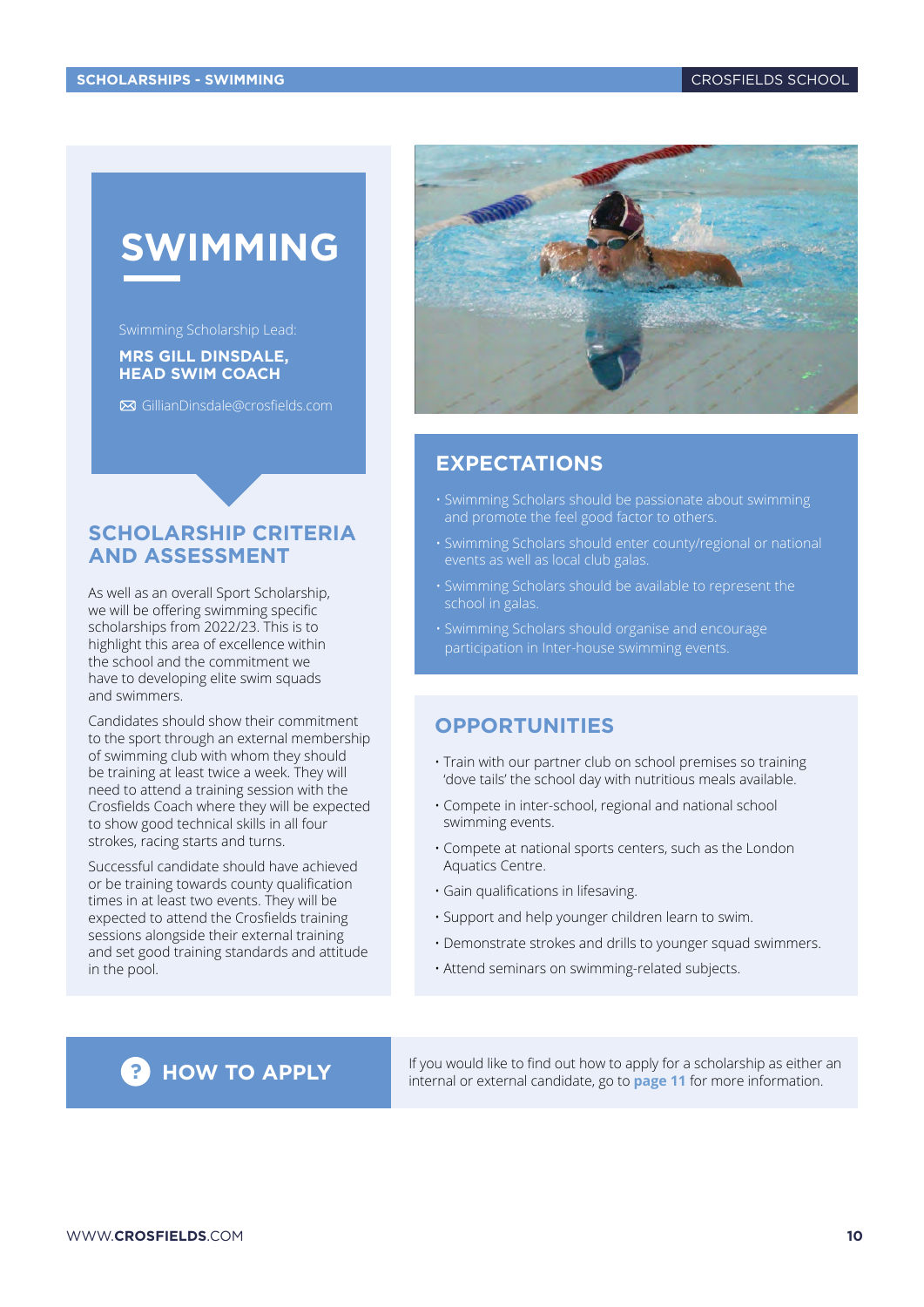# SWIMMING

Swimming Scholarship Lead:

**MRS GILL DINSDALE, HEAD SWIM COACH**

GillianDinsdale@crosfields.com

## SCHOLARSHIP CRITERIA AND ASSESSMENT

As well as an overall Sport Scholarship, we will be offering swimming specific scholarships from 2022/23. This is to highlight this area of excellence within the school and the commitment we have to developing elite swim squads and swimmers.

Candidates should show their commitment to the sport through an external membership of swimming club with whom they should be training at least twice a week. They will need to attend a training session with the Crosfields Coach where they will be expected to show good technical skills in all four strokes, racing starts and turns.

Successful candidate should have achieved or be training towards county qualification times in at least two events. They will be expected to attend the Crosfields training sessions alongside their external training and set good training standards and attitude in the pool.

## EXPECTATIONS

- Swimming Scholars should be passionate about swimming and promote the feel good factor to others.
- Swimming Scholars should enter county/regional or national events as well as local club galas.
- Swimming Scholars should be available to represent the school in galas.
- Swimming Scholars should organise and encourage participation in Inter-house swimming events.

## OPPORTUNITIES

- Train with our partner club on school premises so training 'dove tails' the school day with nutritious meals available.
- Compete in inter-school, regional and national school swimming events.
- Compete at national sports centers, such as the London Aquatics Centre.
- Gain qualifications in lifesaving.
- Support and help younger children learn to swim.
- Demonstrate strokes and drills to younger squad swimmers.
- Attend seminars on swimming-related subjects.

## HOW TO APPLY

If you would like to find out how to apply for a scholarship as either an internal or external candidate, go to **page 11** for more information.

WWW.**CROSFIELDS**.COM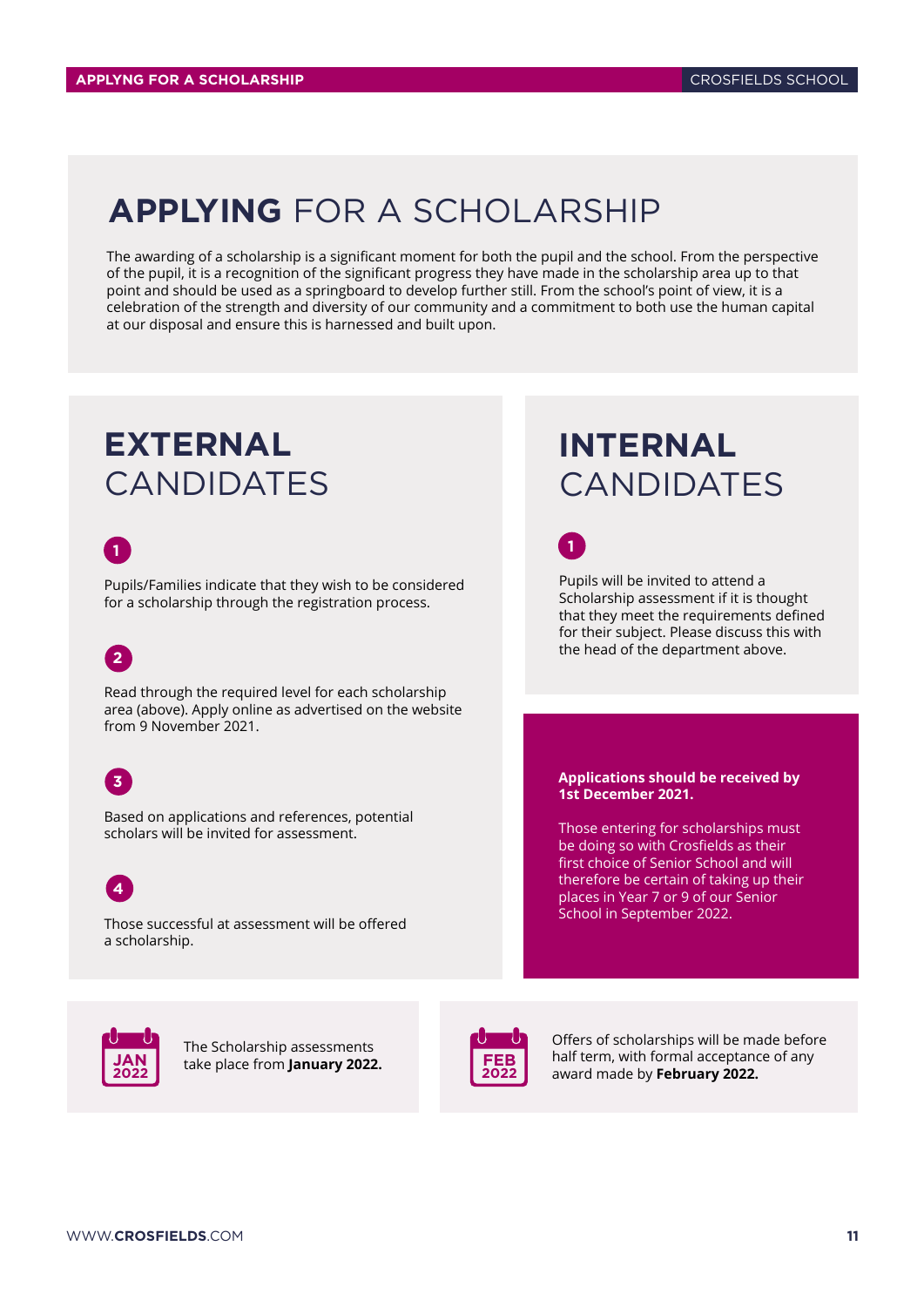# APPLYING FOR A SCHOLARSHIP

The awarding of a scholarship is a significant moment for both the pupil and the school. From the perspective of the pupil, it is a recognition of the significant progress they have made in the scholarship area up to that point and should be used as a springboard to develop further still. From the school's point of view, it is a celebration of the strength and diversity of our community and a commitment to both use the human capital at our disposal and ensure this is harnessed and built upon.

## EXTERNAL CANDIDATES

1. Pupils/Families indicate that they wish to be considered for a scholarship through the registration process.

2. Read through the required level for each scholarship area (above). Apply online as advertised on the website from 9 November 2021.

3. Based on applications and references, potential scholars will be invited for assessment.

4. Those successful at assessment will be offered a scholarship.

## INTERNAL CANDIDATES

1. Pupils will be invited to attend a Scholarship assessment if it is thought that they meet the requirements defined for their subject. Please discuss this with the head of the department above.

**Applications should be received by 1st December 2021.**

Those entering for scholarships must be doing so with Crosfields as their first choice of Senior School and will therefore be certain of taking up their places in Year 7 or 9 of our Senior School in September 2022.

JAN 2022

The Scholarship assessments take place from **January 2022.**

FEB 2022

Offers of scholarships will be made before half term, with formal acceptance of any award made by **February 2022.**